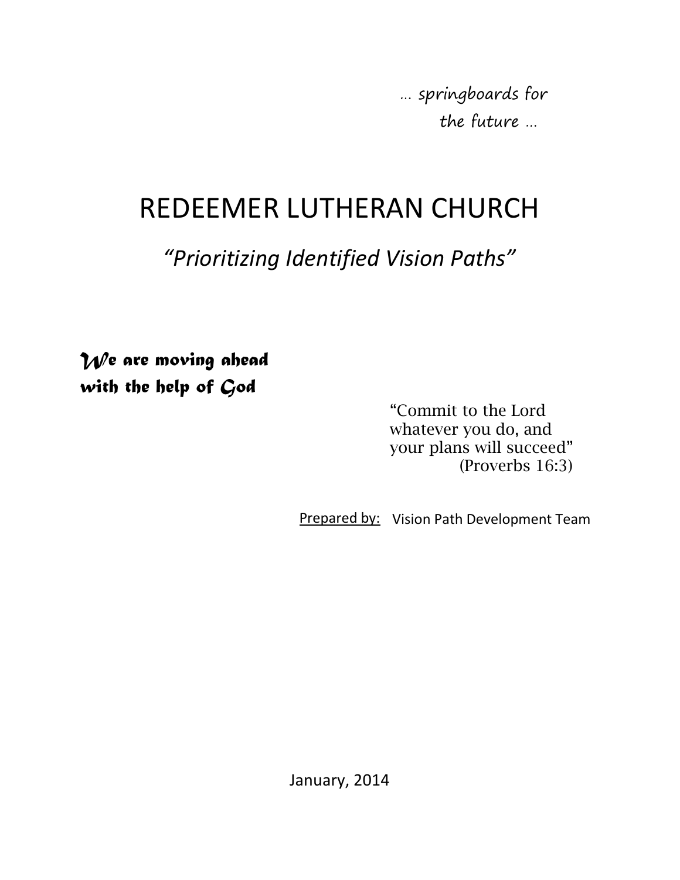*… springboards for the future …*

# REDEEMER LUTHERAN CHURCH

## *"Prioritizing Identified Vision Paths"*

***We are moving ahead with the help of God***

"Commit to the Lord whatever you do, and your plans will succeed"
(Proverbs 16:3)

Prepared by: Vision Path Development Team

January, 2014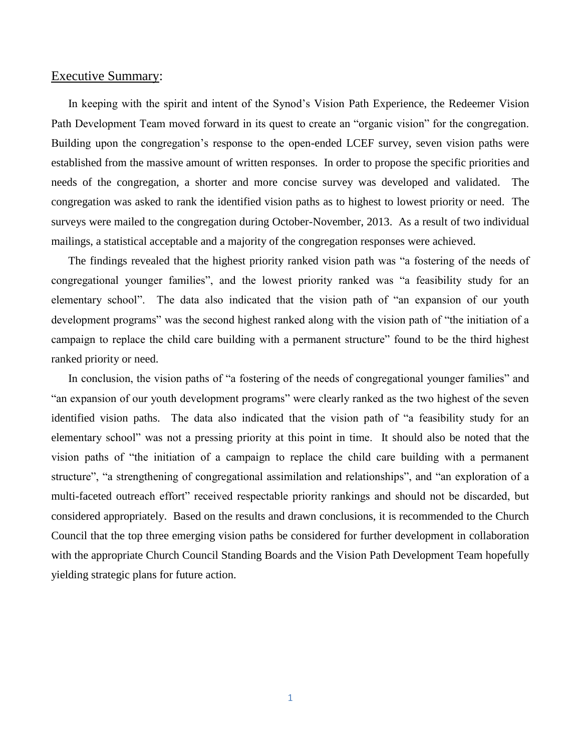## Executive Summary:

In keeping with the spirit and intent of the Synod's Vision Path Experience, the Redeemer Vision Path Development Team moved forward in its quest to create an "organic vision" for the congregation. Building upon the congregation's response to the open-ended LCEF survey, seven vision paths were established from the massive amount of written responses. In order to propose the specific priorities and needs of the congregation, a shorter and more concise survey was developed and validated. The congregation was asked to rank the identified vision paths as to highest to lowest priority or need. The surveys were mailed to the congregation during October-November, 2013. As a result of two individual mailings, a statistical acceptable and a majority of the congregation responses were achieved.

The findings revealed that the highest priority ranked vision path was "a fostering of the needs of congregational younger families", and the lowest priority ranked was "a feasibility study for an elementary school". The data also indicated that the vision path of "an expansion of our youth development programs" was the second highest ranked along with the vision path of "the initiation of a campaign to replace the child care building with a permanent structure" found to be the third highest ranked priority or need.

In conclusion, the vision paths of "a fostering of the needs of congregational younger families" and "an expansion of our youth development programs" were clearly ranked as the two highest of the seven identified vision paths. The data also indicated that the vision path of "a feasibility study for an elementary school" was not a pressing priority at this point in time. It should also be noted that the vision paths of "the initiation of a campaign to replace the child care building with a permanent structure", "a strengthening of congregational assimilation and relationships", and "an exploration of a multi-faceted outreach effort" received respectable priority rankings and should not be discarded, but considered appropriately. Based on the results and drawn conclusions, it is recommended to the Church Council that the top three emerging vision paths be considered for further development in collaboration with the appropriate Church Council Standing Boards and the Vision Path Development Team hopefully yielding strategic plans for future action.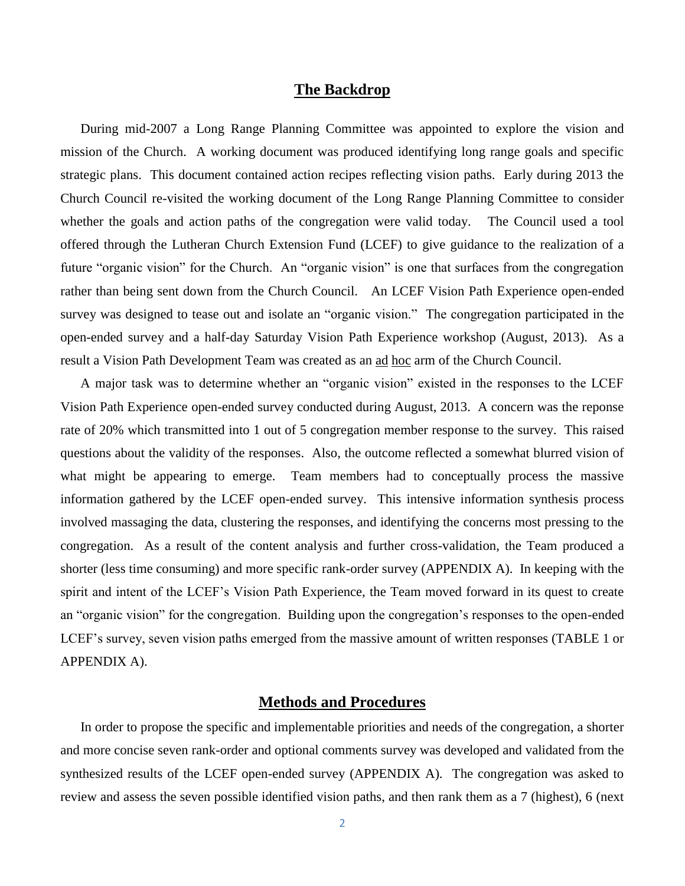## The Backdrop

During mid-2007 a Long Range Planning Committee was appointed to explore the vision and mission of the Church. A working document was produced identifying long range goals and specific strategic plans. This document contained action recipes reflecting vision paths. Early during 2013 the Church Council re-visited the working document of the Long Range Planning Committee to consider whether the goals and action paths of the congregation were valid today. The Council used a tool offered through the Lutheran Church Extension Fund (LCEF) to give guidance to the realization of a future "organic vision" for the Church. An "organic vision" is one that surfaces from the congregation rather than being sent down from the Church Council. An LCEF Vision Path Experience open-ended survey was designed to tease out and isolate an "organic vision." The congregation participated in the open-ended survey and a half-day Saturday Vision Path Experience workshop (August, 2013). As a result a Vision Path Development Team was created as an ad hoc arm of the Church Council.

A major task was to determine whether an "organic vision" existed in the responses to the LCEF Vision Path Experience open-ended survey conducted during August, 2013. A concern was the reponse rate of 20% which transmitted into 1 out of 5 congregation member response to the survey. This raised questions about the validity of the responses. Also, the outcome reflected a somewhat blurred vision of what might be appearing to emerge. Team members had to conceptually process the massive information gathered by the LCEF open-ended survey. This intensive information synthesis process involved massaging the data, clustering the responses, and identifying the concerns most pressing to the congregation. As a result of the content analysis and further cross-validation, the Team produced a shorter (less time consuming) and more specific rank-order survey (APPENDIX A). In keeping with the spirit and intent of the LCEF's Vision Path Experience, the Team moved forward in its quest to create an "organic vision" for the congregation. Building upon the congregation's responses to the open-ended LCEF's survey, seven vision paths emerged from the massive amount of written responses (TABLE 1 or APPENDIX A).

## Methods and Procedures

In order to propose the specific and implementable priorities and needs of the congregation, a shorter and more concise seven rank-order and optional comments survey was developed and validated from the synthesized results of the LCEF open-ended survey (APPENDIX A). The congregation was asked to review and assess the seven possible identified vision paths, and then rank them as a 7 (highest), 6 (next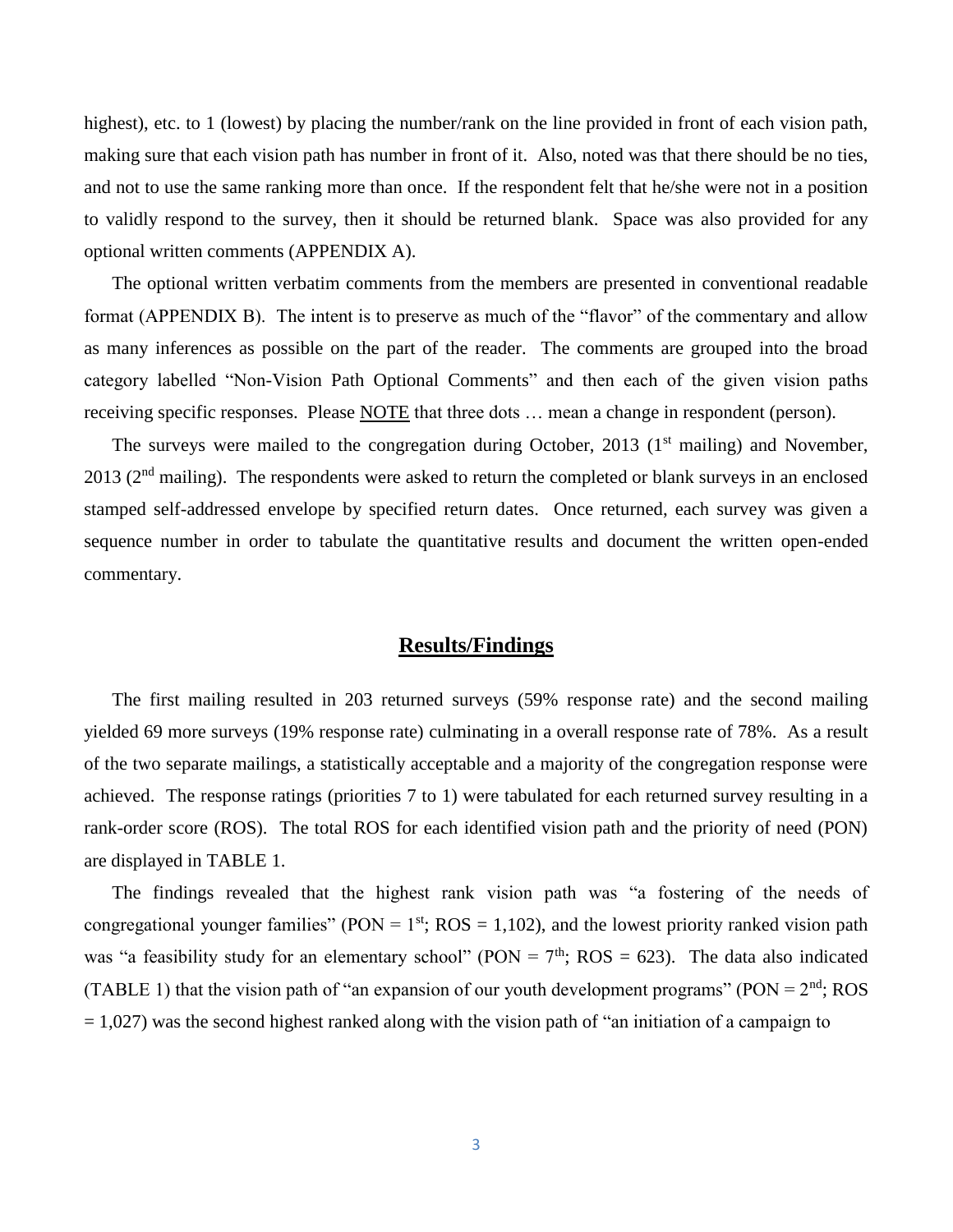highest), etc. to 1 (lowest) by placing the number/rank on the line provided in front of each vision path, making sure that each vision path has number in front of it. Also, noted was that there should be no ties, and not to use the same ranking more than once. If the respondent felt that he/she were not in a position to validly respond to the survey, then it should be returned blank. Space was also provided for any optional written comments (APPENDIX A).

The optional written verbatim comments from the members are presented in conventional readable format (APPENDIX B). The intent is to preserve as much of the "flavor" of the commentary and allow as many inferences as possible on the part of the reader. The comments are grouped into the broad category labelled "Non-Vision Path Optional Comments" and then each of the given vision paths receiving specific responses. Please NOTE that three dots … mean a change in respondent (person).

The surveys were mailed to the congregation during October, 2013 (1st mailing) and November, 2013 (2nd mailing). The respondents were asked to return the completed or blank surveys in an enclosed stamped self-addressed envelope by specified return dates. Once returned, each survey was given a sequence number in order to tabulate the quantitative results and document the written open-ended commentary.

## Results/Findings

The first mailing resulted in 203 returned surveys (59% response rate) and the second mailing yielded 69 more surveys (19% response rate) culminating in a overall response rate of 78%. As a result of the two separate mailings, a statistically acceptable and a majority of the congregation response were achieved. The response ratings (priorities 7 to 1) were tabulated for each returned survey resulting in a rank-order score (ROS). The total ROS for each identified vision path and the priority of need (PON) are displayed in TABLE 1.

The findings revealed that the highest rank vision path was "a fostering of the needs of congregational younger families" (PON = 1st; ROS = 1,102), and the lowest priority ranked vision path was "a feasibility study for an elementary school" (PON = 7th; ROS = 623). The data also indicated (TABLE 1) that the vision path of "an expansion of our youth development programs" (PON = 2nd; ROS = 1,027) was the second highest ranked along with the vision path of "an initiation of a campaign to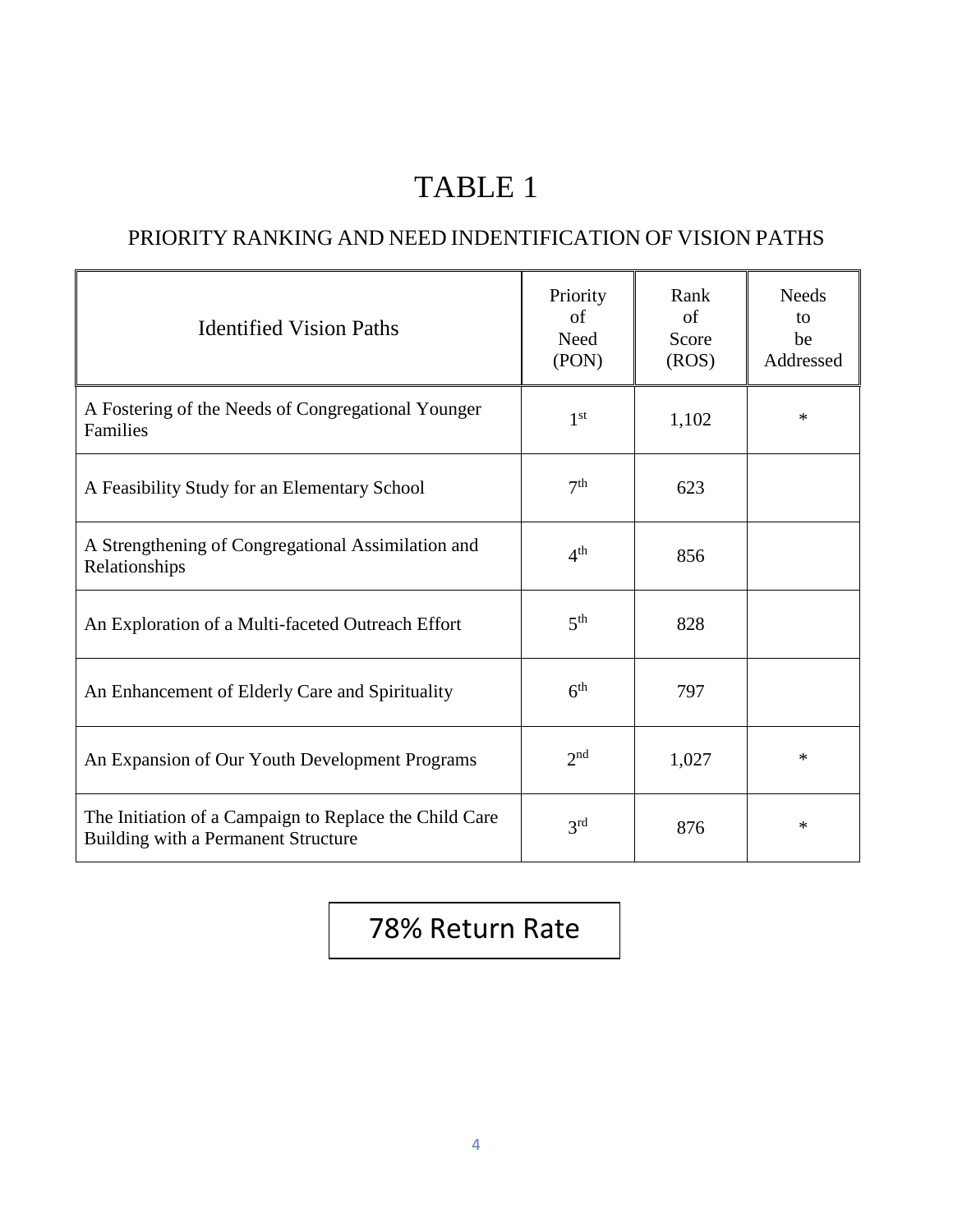# TABLE 1

## PRIORITY RANKING AND NEED INDENTIFICATION OF VISION PATHS

| Identified Vision Paths | Priority of Need (PON) | Rank of Score (ROS) | Needs to be Addressed |
|---|---|---|---|
| A Fostering of the Needs of Congregational Younger Families | 1st | 1,102 | * |
| A Feasibility Study for an Elementary School | 7th | 623 | |
| A Strengthening of Congregational Assimilation and Relationships | 4th | 856 | |
| An Exploration of a Multi-faceted Outreach Effort | 5th | 828 | |
| An Enhancement of Elderly Care and Spirituality | 6th | 797 | |
| An Expansion of Our Youth Development Programs | 2nd | 1,027 | * |
| The Initiation of a Campaign to Replace the Child Care Building with a Permanent Structure | 3rd | 876 | * |

78% Return Rate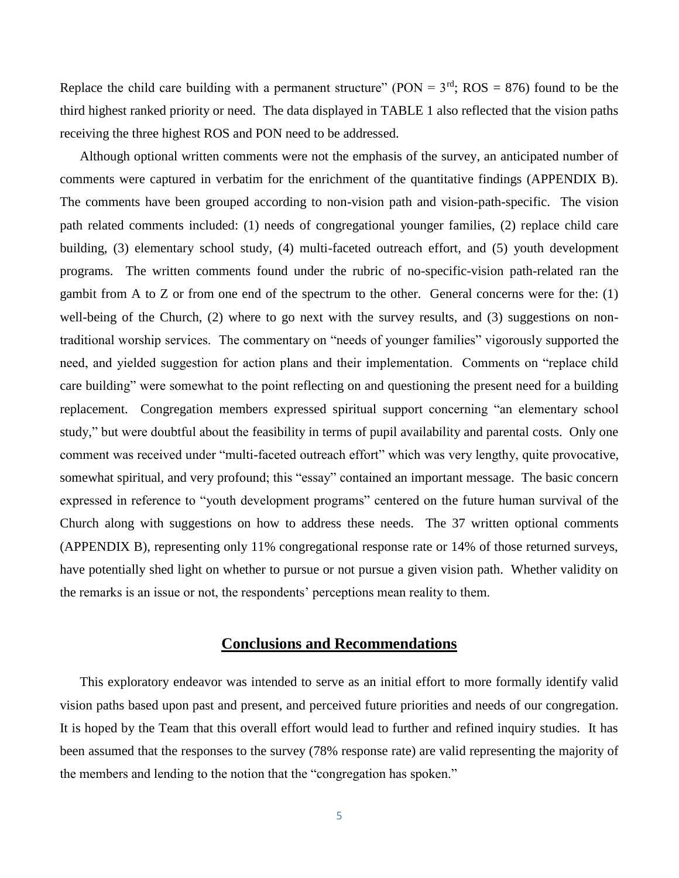Replace the child care building with a permanent structure" (PON = $3^{rd}$; ROS = 876) found to be the third highest ranked priority or need. The data displayed in TABLE 1 also reflected that the vision paths receiving the three highest ROS and PON need to be addressed.

Although optional written comments were not the emphasis of the survey, an anticipated number of comments were captured in verbatim for the enrichment of the quantitative findings (APPENDIX B). The comments have been grouped according to non-vision path and vision-path-specific. The vision path related comments included: (1) needs of congregational younger families, (2) replace child care building, (3) elementary school study, (4) multi-faceted outreach effort, and (5) youth development programs. The written comments found under the rubric of no-specific-vision path-related ran the gambit from A to Z or from one end of the spectrum to the other. General concerns were for the: (1) well-being of the Church, (2) where to go next with the survey results, and (3) suggestions on non-traditional worship services. The commentary on "needs of younger families" vigorously supported the need, and yielded suggestion for action plans and their implementation. Comments on "replace child care building" were somewhat to the point reflecting on and questioning the present need for a building replacement. Congregation members expressed spiritual support concerning "an elementary school study," but were doubtful about the feasibility in terms of pupil availability and parental costs. Only one comment was received under "multi-faceted outreach effort" which was very lengthy, quite provocative, somewhat spiritual, and very profound; this "essay" contained an important message. The basic concern expressed in reference to "youth development programs" centered on the future human survival of the Church along with suggestions on how to address these needs. The 37 written optional comments (APPENDIX B), representing only 11% congregational response rate or 14% of those returned surveys, have potentially shed light on whether to pursue or not pursue a given vision path. Whether validity on the remarks is an issue or not, the respondents' perceptions mean reality to them.

## Conclusions and Recommendations

This exploratory endeavor was intended to serve as an initial effort to more formally identify valid vision paths based upon past and present, and perceived future priorities and needs of our congregation. It is hoped by the Team that this overall effort would lead to further and refined inquiry studies. It has been assumed that the responses to the survey (78% response rate) are valid representing the majority of the members and lending to the notion that the "congregation has spoken."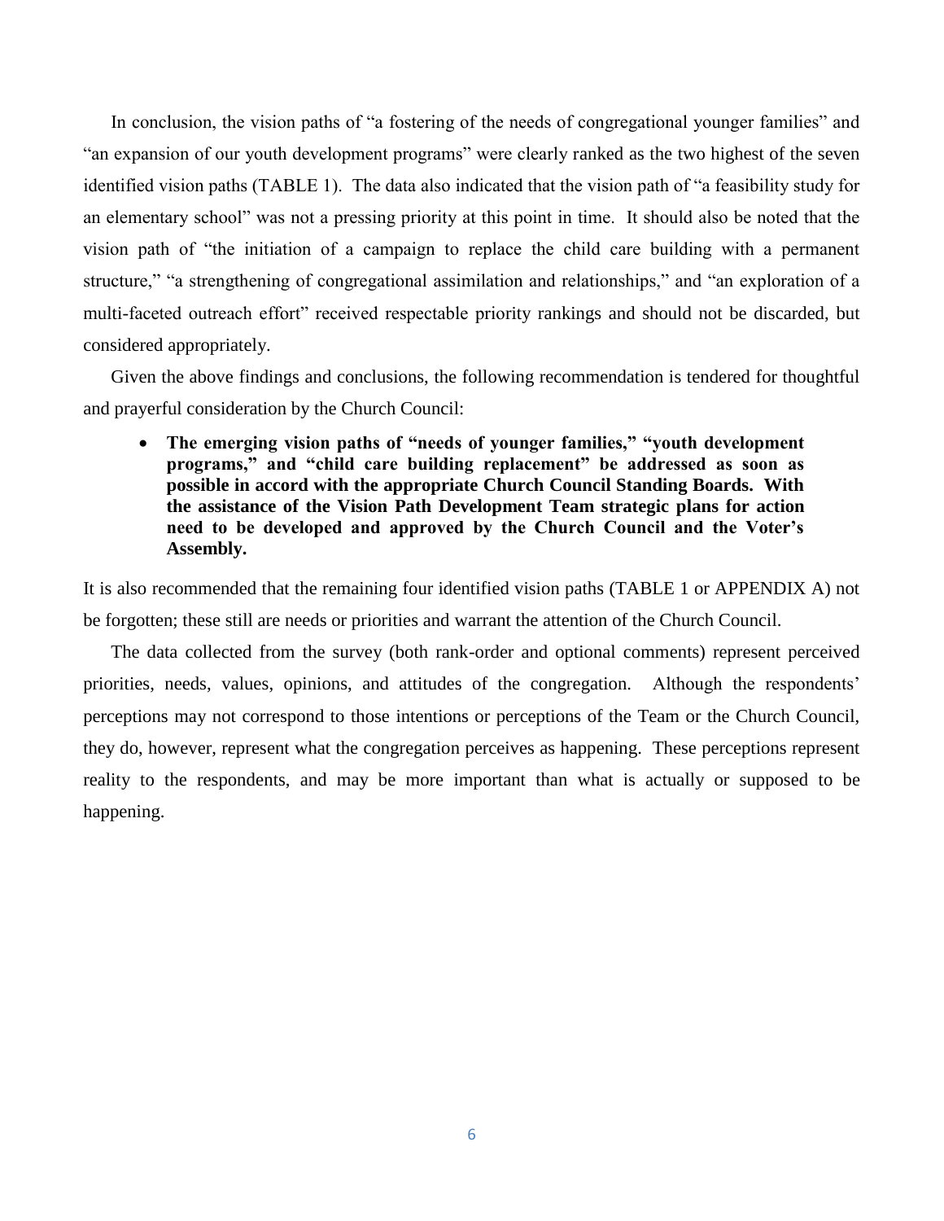In conclusion, the vision paths of "a fostering of the needs of congregational younger families" and "an expansion of our youth development programs" were clearly ranked as the two highest of the seven identified vision paths (TABLE 1). The data also indicated that the vision path of "a feasibility study for an elementary school" was not a pressing priority at this point in time. It should also be noted that the vision path of "the initiation of a campaign to replace the child care building with a permanent structure," "a strengthening of congregational assimilation and relationships," and "an exploration of a multi-faceted outreach effort" received respectable priority rankings and should not be discarded, but considered appropriately.

Given the above findings and conclusions, the following recommendation is tendered for thoughtful and prayerful consideration by the Church Council:

- **The emerging vision paths of "needs of younger families," "youth development programs," and "child care building replacement" be addressed as soon as possible in accord with the appropriate Church Council Standing Boards. With the assistance of the Vision Path Development Team strategic plans for action need to be developed and approved by the Church Council and the Voter's Assembly.**

It is also recommended that the remaining four identified vision paths (TABLE 1 or APPENDIX A) not be forgotten; these still are needs or priorities and warrant the attention of the Church Council.

The data collected from the survey (both rank-order and optional comments) represent perceived priorities, needs, values, opinions, and attitudes of the congregation. Although the respondents' perceptions may not correspond to those intentions or perceptions of the Team or the Church Council, they do, however, represent what the congregation perceives as happening. These perceptions represent reality to the respondents, and may be more important than what is actually or supposed to be happening.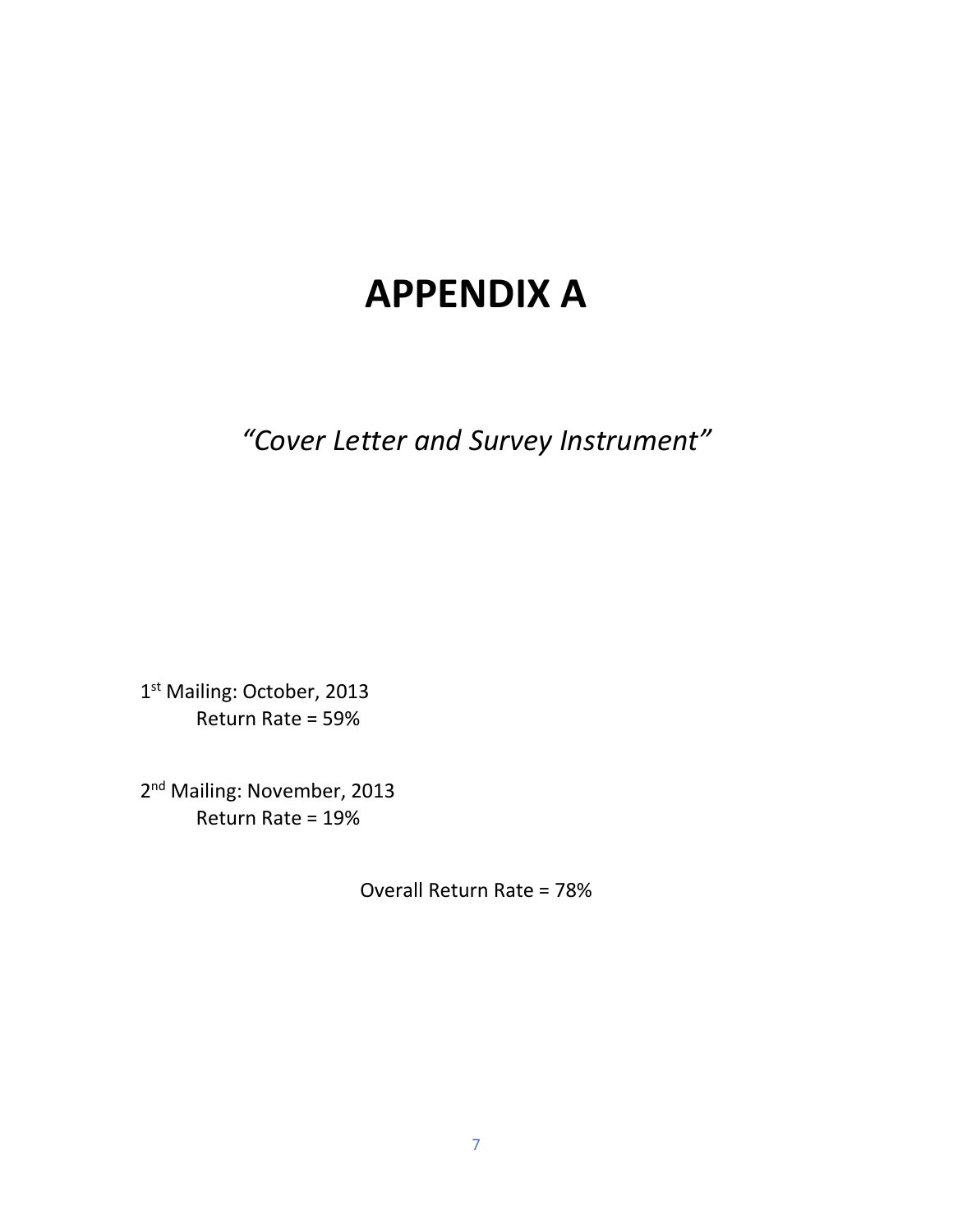# APPENDIX A

*"Cover Letter and Survey Instrument"*

1st Mailing: October, 2013
Return Rate = 59%

2nd Mailing: November, 2013
Return Rate = 19%

Overall Return Rate = 78%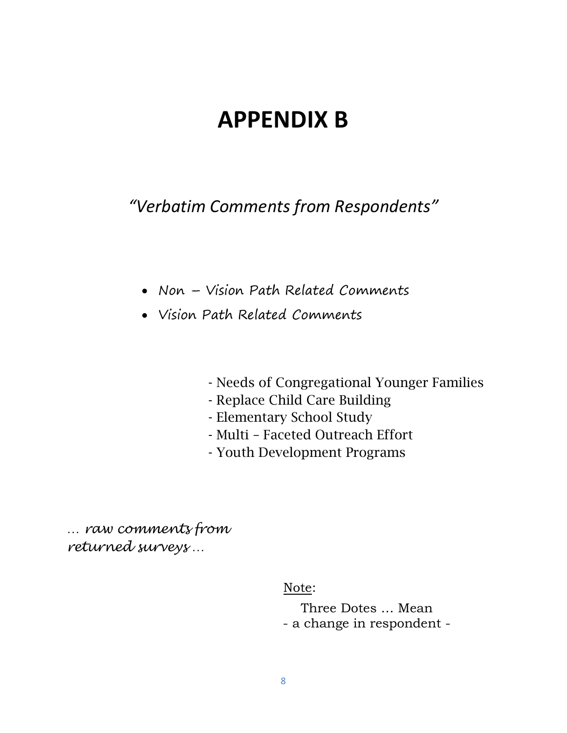# APPENDIX B

*"Verbatim Comments from Respondents"*

- Non – Vision Path Related Comments
- Vision Path Related Comments

- Needs of Congregational Younger Families
- Replace Child Care Building
- Elementary School Study
- Multi – Faceted Outreach Effort
- Youth Development Programs

… *raw comments from returned surveys* …

Note:

Three Dots … Mean
- a change in respondent -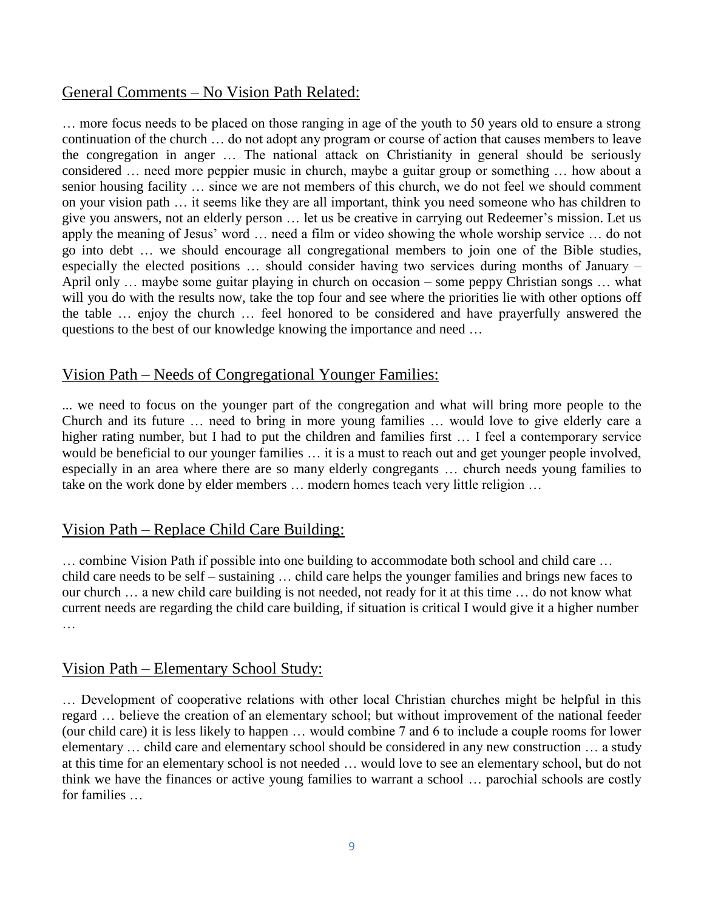## General Comments – No Vision Path Related:

… more focus needs to be placed on those ranging in age of the youth to 50 years old to ensure a strong continuation of the church … do not adopt any program or course of action that causes members to leave the congregation in anger … The national attack on Christianity in general should be seriously considered … need more peppier music in church, maybe a guitar group or something … how about a senior housing facility … since we are not members of this church, we do not feel we should comment on your vision path … it seems like they are all important, think you need someone who has children to give you answers, not an elderly person … let us be creative in carrying out Redeemer's mission. Let us apply the meaning of Jesus' word … need a film or video showing the whole worship service … do not go into debt … we should encourage all congregational members to join one of the Bible studies, especially the elected positions … should consider having two services during months of January – April only … maybe some guitar playing in church on occasion – some peppy Christian songs … what will you do with the results now, take the top four and see where the priorities lie with other options off the table … enjoy the church … feel honored to be considered and have prayerfully answered the questions to the best of our knowledge knowing the importance and need …

## Vision Path – Needs of Congregational Younger Families:

... we need to focus on the younger part of the congregation and what will bring more people to the Church and its future … need to bring in more young families … would love to give elderly care a higher rating number, but I had to put the children and families first … I feel a contemporary service would be beneficial to our younger families … it is a must to reach out and get younger people involved, especially in an area where there are so many elderly congregants … church needs young families to take on the work done by elder members … modern homes teach very little religion …

## Vision Path – Replace Child Care Building:

… combine Vision Path if possible into one building to accommodate both school and child care … child care needs to be self – sustaining … child care helps the younger families and brings new faces to our church … a new child care building is not needed, not ready for it at this time … do not know what current needs are regarding the child care building, if situation is critical I would give it a higher number …

## Vision Path – Elementary School Study:

… Development of cooperative relations with other local Christian churches might be helpful in this regard … believe the creation of an elementary school; but without improvement of the national feeder (our child care) it is less likely to happen … would combine 7 and 6 to include a couple rooms for lower elementary … child care and elementary school should be considered in any new construction … a study at this time for an elementary school is not needed … would love to see an elementary school, but do not think we have the finances or active young families to warrant a school … parochial schools are costly for families …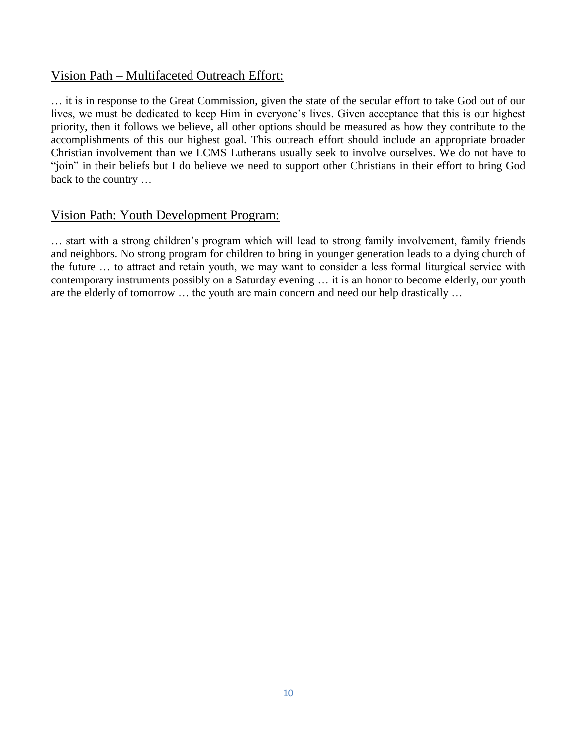## Vision Path – Multifaceted Outreach Effort:

… it is in response to the Great Commission, given the state of the secular effort to take God out of our lives, we must be dedicated to keep Him in everyone's lives. Given acceptance that this is our highest priority, then it follows we believe, all other options should be measured as how they contribute to the accomplishments of this our highest goal. This outreach effort should include an appropriate broader Christian involvement than we LCMS Lutherans usually seek to involve ourselves. We do not have to "join" in their beliefs but I do believe we need to support other Christians in their effort to bring God back to the country …

## Vision Path: Youth Development Program:

… start with a strong children's program which will lead to strong family involvement, family friends and neighbors. No strong program for children to bring in younger generation leads to a dying church of the future … to attract and retain youth, we may want to consider a less formal liturgical service with contemporary instruments possibly on a Saturday evening … it is an honor to become elderly, our youth are the elderly of tomorrow … the youth are main concern and need our help drastically …